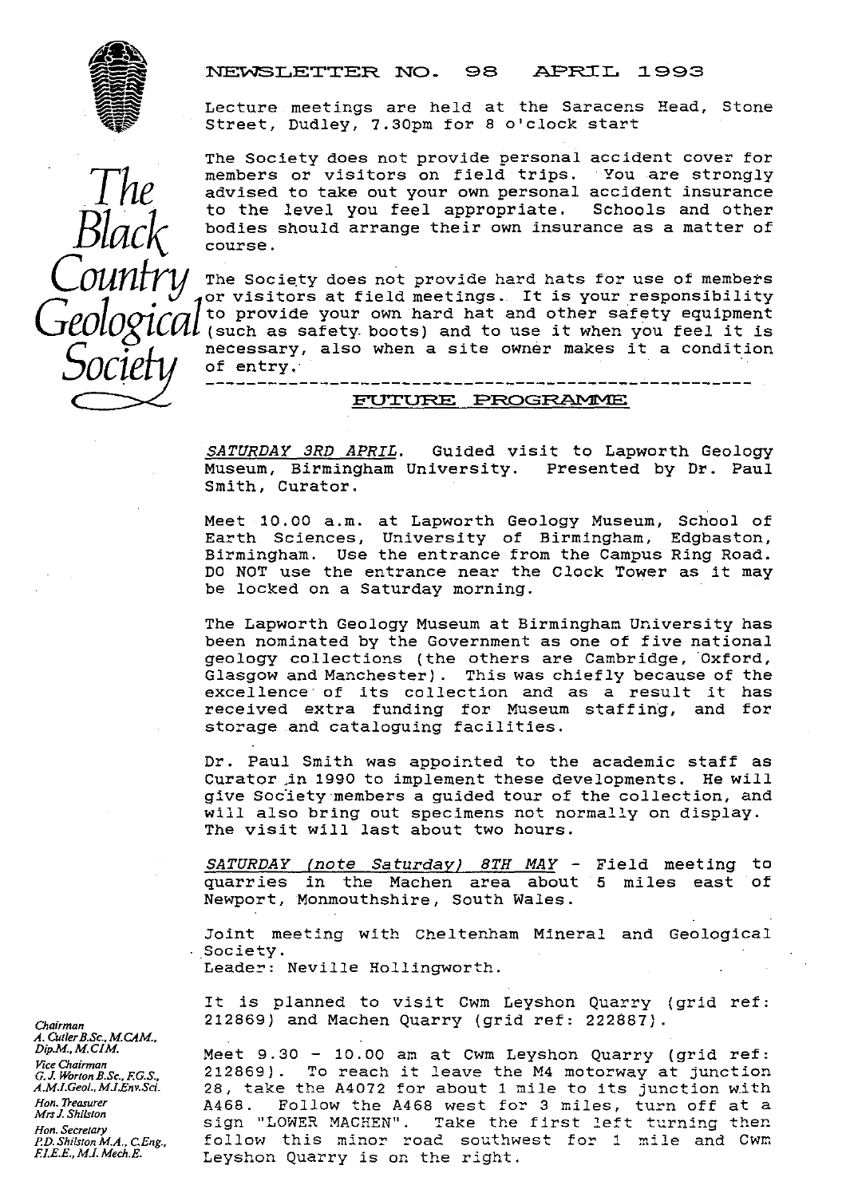# The Black Country Geological Society

## NEWSLETTER NO. 98 APRIL 1993

Lecture meetings are held at the Saracens Head, Stone Street, Dudley, 7.30pm for 8 o'clock start

The Society does not provide personal accident cover for members or visitors on field trips. You are strongly advised to take out your own personal accident insurance to the level you feel appropriate. Schools and other bodies should arrange their own insurance as a matter of course.

The Society does not provide hard hats for use of members or visitors at field meetings. It is your responsibility to provide your own hard hat and other safety equipment (such as safety boots) and to use it when you feel it is necessary, also when a site owner makes it a condition of entry.

---

## FUTURE PROGRAMME

*SATURDAY 3RD APRIL.* Guided visit to Lapworth Geology Museum, Birmingham University. Presented by Dr. Paul Smith, Curator.

Meet 10.00 a.m. at Lapworth Geology Museum, School of Earth Sciences, University of Birmingham, Edgbaston, Birmingham. Use the entrance from the Campus Ring Road. DO NOT use the entrance near the Clock Tower as it may be locked on a Saturday morning.

The Lapworth Geology Museum at Birmingham University has been nominated by the Government as one of five national geology collections (the others are Cambridge, Oxford, Glasgow and Manchester). This was chiefly because of the excellence of its collection and as a result it has received extra funding for Museum staffing, and for storage and cataloguing facilities.

Dr. Paul Smith was appointed to the academic staff as Curator in 1990 to implement these developments. He will give Society members a guided tour of the collection, and will also bring out specimens not normally on display. The visit will last about two hours.

*SATURDAY (note Saturday) 8TH MAY* - Field meeting to quarries in the Machen area about 5 miles east of Newport, Monmouthshire, South Wales.

Joint meeting with Cheltenham Mineral and Geological Society.
Leader: Neville Hollingworth.

It is planned to visit Cwm Leyshon Quarry (grid ref: 212869) and Machen Quarry (grid ref: 222887).

Meet 9.30 - 10.00 am at Cwm Leyshon Quarry (grid ref: 212869). To reach it leave the M4 motorway at junction 28, take the A4072 for about 1 mile to its junction with A468. Follow the A468 west for 3 miles, turn off at a sign "LOWER MACHEN". Take the first left turning then follow this minor road southwest for 1 mile and Cwm Leyshon Quarry is on the right.

*Chairman*
A. Cutler B.Sc., M.CAM., Dip.M., M.CIM.

*Vice Chairman*
G.J. Worton B.Sc., F.G.S., A.M.I.Geol., M.I.Env.Sci.

*Hon. Treasurer*
Mrs J. Shilston

*Hon. Secretary*
P.D. Shilston M.A., C.Eng., F.I.E.E., M.I. Mech.E.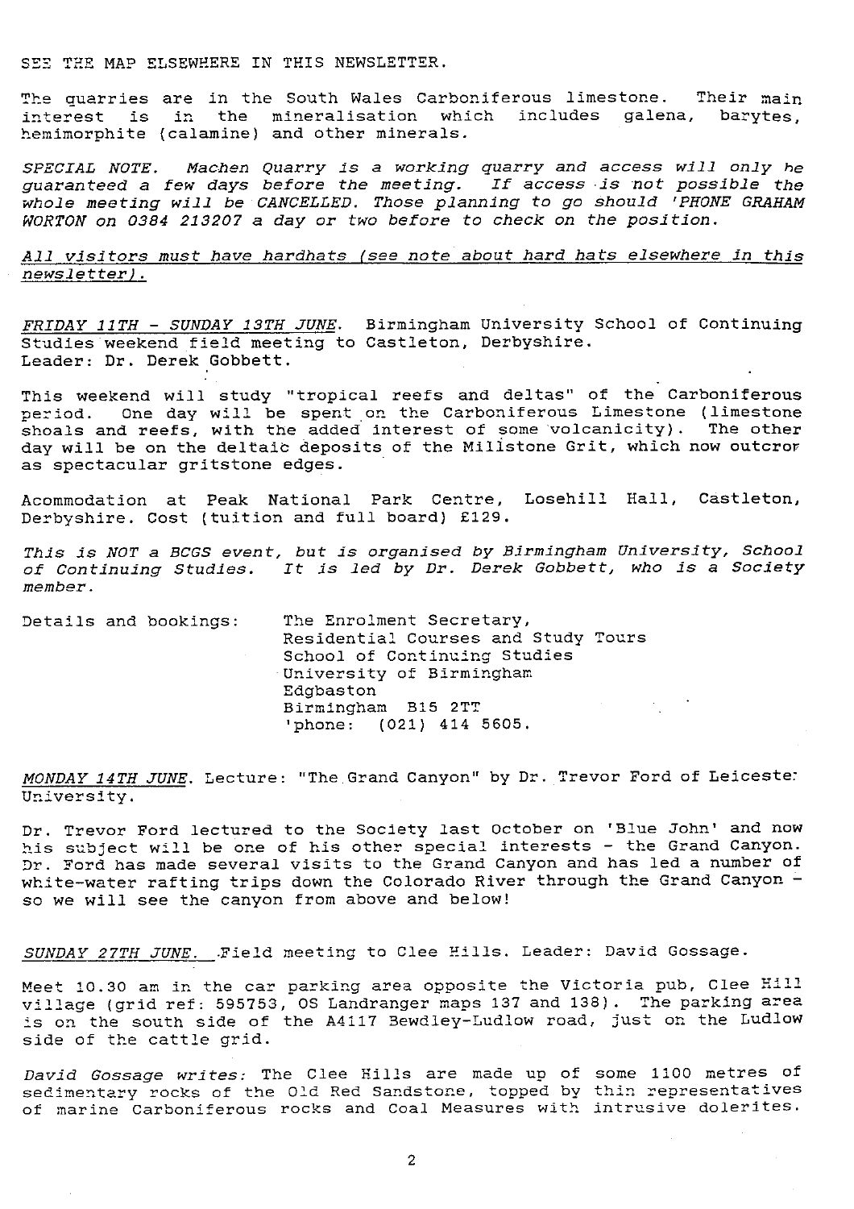SEE THE MAP ELSEWHERE IN THIS NEWSLETTER.

The quarries are in the South Wales Carboniferous limestone. Their main interest is in the mineralisation which includes galena, barytes, hemimorphite (calamine) and other minerals.

*SPECIAL NOTE. Machen Quarry is a working quarry and access will only be guaranteed a few days before the meeting. If access is not possible the whole meeting will be CANCELLED. Those planning to go should 'PHONE GRAHAM WORTON on 0384 213207 a day or two before to check on the position.*

*All visitors must have hardhats (see note about hard hats elsewhere in this newsletter).*

*FRIDAY 11TH - SUNDAY 13TH JUNE*. Birmingham University School of Continuing Studies weekend field meeting to Castleton, Derbyshire. Leader: Dr. Derek Gobbett.

This weekend will study "tropical reefs and deltas" of the Carboniferous period. One day will be spent on the Carboniferous Limestone (limestone shoals and reefs, with the added interest of some volcanicity). The other day will be on the deltaic deposits of the Millstone Grit, which now outcrop as spectacular gritstone edges.

Acommodation at Peak National Park Centre, Losehill Hall, Castleton, Derbyshire. Cost (tuition and full board) £129.

*This is NOT a BCGS event, but is organised by Birmingham University, School of Continuing Studies. It is led by Dr. Derek Gobbett, who is a Society member.*

Details and bookings:

The Enrolment Secretary,
Residential Courses and Study Tours
School of Continuing Studies
University of Birmingham
Edgbaston
Birmingham B15 2TT
'phone: (021) 414 5605.

*MONDAY 14TH JUNE*. Lecture: "The Grand Canyon" by Dr. Trevor Ford of Leicester University.

Dr. Trevor Ford lectured to the Society last October on 'Blue John' and now his subject will be one of his other special interests - the Grand Canyon. Dr. Ford has made several visits to the Grand Canyon and has led a number of white-water rafting trips down the Colorado River through the Grand Canyon - so we will see the canyon from above and below!

*SUNDAY 27TH JUNE*. Field meeting to Clee Hills. Leader: David Gossage.

Meet 10.30 am in the car parking area opposite the Victoria pub, Clee Hill village (grid ref: 595753, OS Landranger maps 137 and 138). The parking area is on the south side of the A4117 Bewdley-Ludlow road, just on the Ludlow side of the cattle grid.

*David Gossage writes:* The Clee Hills are made up of some 1100 metres of sedimentary rocks of the Old Red Sandstone, topped by thin representatives of marine Carboniferous rocks and Coal Measures with intrusive dolerites.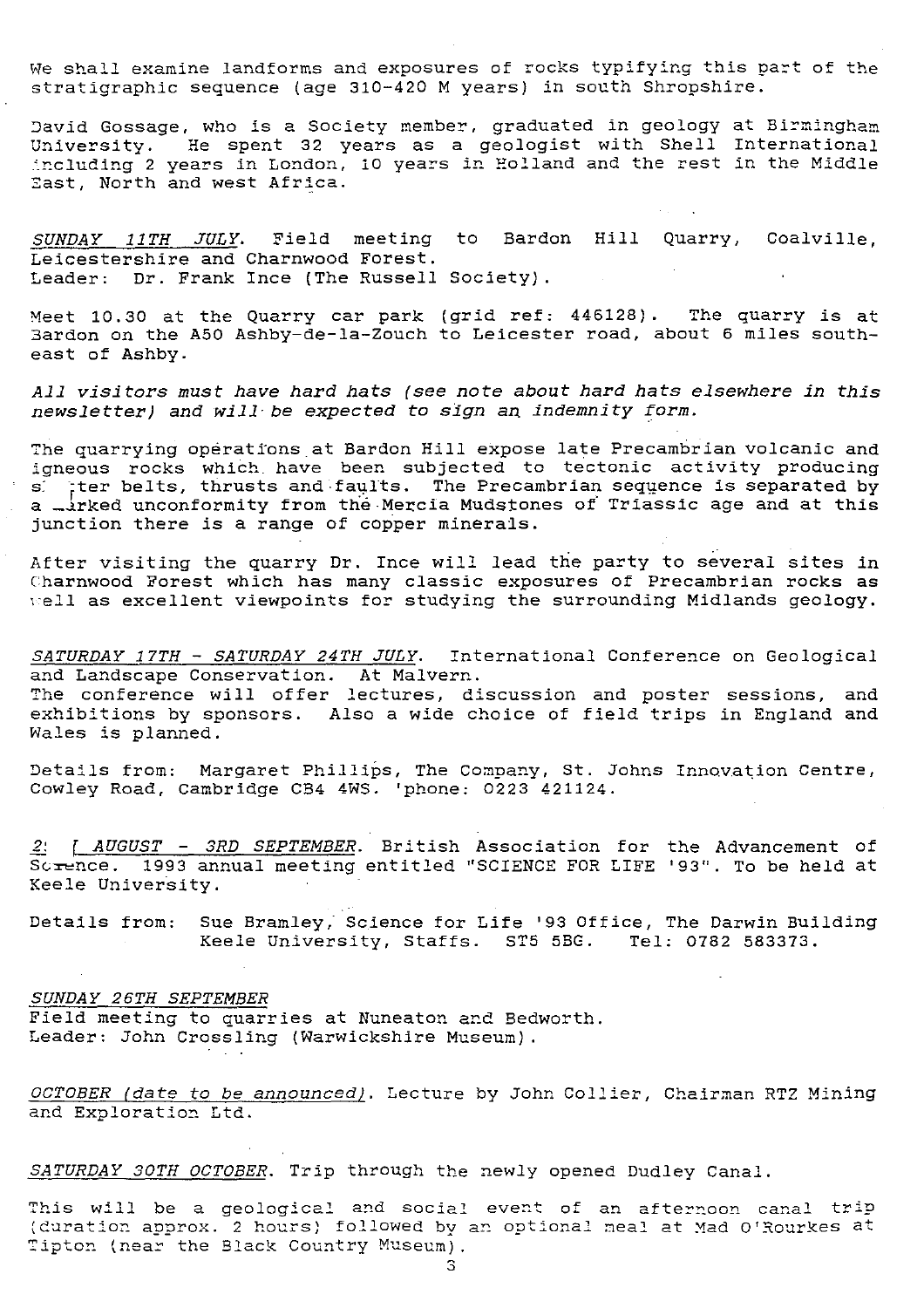We shall examine landforms and exposures of rocks typifying this part of the stratigraphic sequence (age 310-420 M years) in south Shropshire.

David Gossage, who is a Society member, graduated in geology at Birmingham University. He spent 32 years as a geologist with Shell International including 2 years in London, 10 years in Holland and the rest in the Middle East, North and west Africa.

*SUNDAY 11TH JULY*. Field meeting to Bardon Hill Quarry, Coalville, Leicestershire and Charnwood Forest.
Leader: Dr. Frank Ince (The Russell Society).

Meet 10.30 at the Quarry car park (grid ref: 446128). The quarry is at Bardon on the A50 Ashby-de-la-Zouch to Leicester road, about 6 miles south-east of Ashby.

*All visitors must have hard hats (see note about hard hats elsewhere in this newsletter) and will be expected to sign an indemnity form.*

The quarrying operations at Bardon Hill expose late Precambrian volcanic and igneous rocks which have been subjected to tectonic activity producing shatter belts, thrusts and faults. The Precambrian sequence is separated by a marked unconformity from the Mercia Mudstones of Triassic age and at this junction there is a range of copper minerals.

After visiting the quarry Dr. Ince will lead the party to several sites in Charnwood Forest which has many classic exposures of Precambrian rocks as well as excellent viewpoints for studying the surrounding Midlands geology.

*SATURDAY 17TH - SATURDAY 24TH JULY*. International Conference on Geological and Landscape Conservation. At Malvern.
The conference will offer lectures, discussion and poster sessions, and exhibitions by sponsors. Also a wide choice of field trips in England and Wales is planned.

Details from: Margaret Phillips, The Company, St. Johns Innovation Centre, Cowley Road, Cambridge CB4 4WS. 'phone: 0223 421124.

*2[?] [?] AUGUST - 3RD SEPTEMBER*. British Association for the Advancement of Science. 1993 annual meeting entitled "SCIENCE FOR LIFE '93". To be held at Keele University.

Details from: Sue Bramley, Science for Life '93 Office, The Darwin Building
Keele University, Staffs. ST5 5BG. Tel: 0782 583373.

*SUNDAY 26TH SEPTEMBER*
Field meeting to quarries at Nuneaton and Bedworth.
Leader: John Crossling (Warwickshire Museum).

*OCTOBER (date to be announced)*. Lecture by John Collier, Chairman RTZ Mining and Exploration Ltd.

*SATURDAY 30TH OCTOBER*. Trip through the newly opened Dudley Canal.

This will be a geological and social event of an afternoon canal trip (duration approx. 2 hours) followed by an optional meal at Mad O'Rourkes at Tipton (near the Black Country Museum).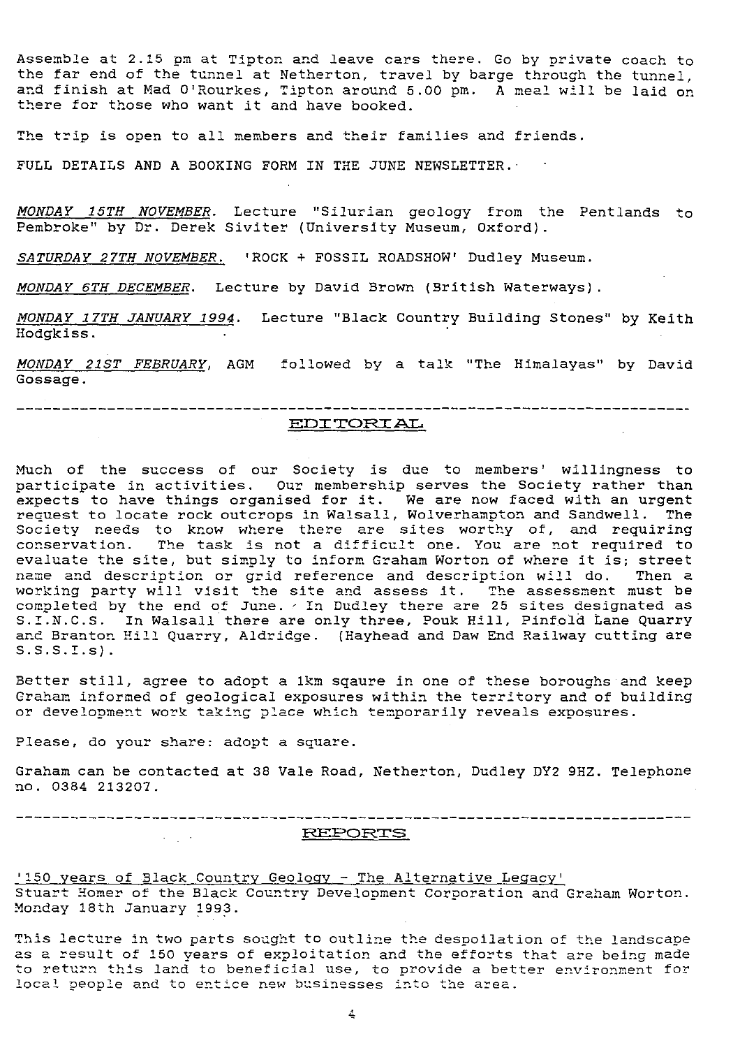Assemble at 2.15 pm at Tipton and leave cars there. Go by private coach to the far end of the tunnel at Netherton, travel by barge through the tunnel, and finish at Mad O'Rourkes, Tipton around 5.00 pm. A meal will be laid on there for those who want it and have booked.

The trip is open to all members and their families and friends.

FULL DETAILS AND A BOOKING FORM IN THE JUNE NEWSLETTER.

*MONDAY 15TH NOVEMBER*. Lecture "Silurian geology from the Pentlands to Pembroke" by Dr. Derek Siviter (University Museum, Oxford).

*SATURDAY 27TH NOVEMBER.* 'ROCK + FOSSIL ROADSHOW' Dudley Museum.

*MONDAY 6TH DECEMBER*. Lecture by David Brown (British Waterways).

*MONDAY 17TH JANUARY 1994*. Lecture "Black Country Building Stones" by Keith Hodgkiss.

*MONDAY 21ST FEBRUARY*, AGM followed by a talk "The Himalayas" by David Gossage.

---

## EDITORIAL

Much of the success of our Society is due to members' willingness to participate in activities. Our membership serves the Society rather than expects to have things organised for it. We are now faced with an urgent request to locate rock outcrops in Walsall, Wolverhampton and Sandwell. The Society needs to know where there are sites worthy of, and requiring conservation. The task is not a difficult one. You are not required to evaluate the site, but simply to inform Graham Worton of where it is; street name and description or grid reference and description will do. Then a working party will visit the site and assess it. The assessment must be completed by the end of June. In Dudley there are 25 sites designated as S.I.N.C.S. In Walsall there are only three, Pouk Hill, Pinfold Lane Quarry and Branton Hill Quarry, Aldridge. (Hayhead and Daw End Railway cutting are S.S.S.I.s).

Better still, agree to adopt a 1km sqaure in one of these boroughs and keep Graham informed of geological exposures within the territory and of building or development work taking place which temporarily reveals exposures.

Please, do your share: adopt a square.

Graham can be contacted at 38 Vale Road, Netherton, Dudley DY2 9HZ. Telephone no. 0384 213207.

---

## REPORTS

'150 years of Black Country Geology - The Alternative Legacy'
Stuart Homer of the Black Country Development Corporation and Graham Worton.
Monday 18th January 1993.

This lecture in two parts sought to outline the despoilation of the landscape as a result of 150 years of exploitation and the efforts that are being made to return this land to beneficial use, to provide a better environment for local people and to entice new businesses into the area.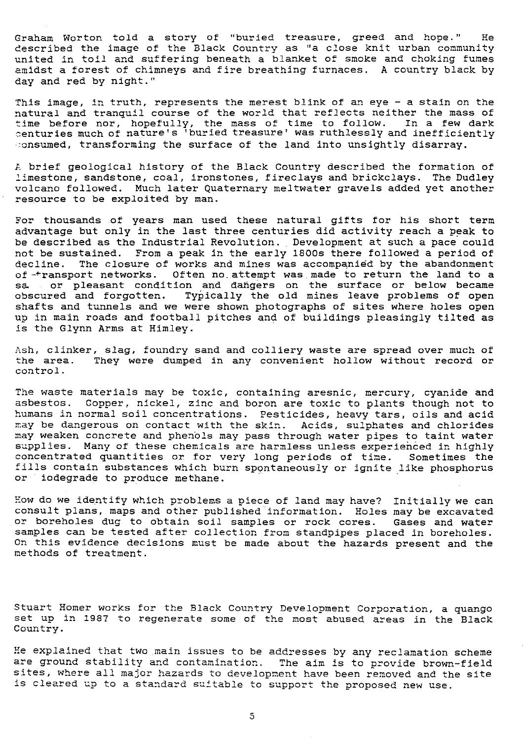Graham Worton told a story of "buried treasure, greed and hope." He described the image of the Black Country as "a close knit urban community united in toil and suffering beneath a blanket of smoke and choking fumes amidst a forest of chimneys and fire breathing furnaces. A country black by day and red by night."

This image, in truth, represents the merest blink of an eye - a stain on the natural and tranquil course of the world that reflects neither the mass of time before nor, hopefully, the mass of time to follow. In a few dark centuries much of nature's 'buried treasure' was ruthlessly and inefficiently consumed, transforming the surface of the land into unsightly disarray.

A brief geological history of the Black Country described the formation of limestone, sandstone, coal, ironstones, fireclays and brickclays. The Dudley volcano followed. Much later Quaternary meltwater gravels added yet another resource to be exploited by man.

For thousands of years man used these natural gifts for his short term advantage but only in the last three centuries did activity reach a peak to be described as the Industrial Revolution. Development at such a pace could not be sustained. From a peak in the early 1800s there followed a period of decline. The closure of works and mines was accompanied by the abandonment of transport networks. Often no attempt was made to return the land to a sa or pleasant condition and dangers on the surface or below became obscured and forgotten. Typically the old mines leave problems of open shafts and tunnels and we were shown photographs of sites where holes open up in main roads and football pitches and of buildings pleasingly tilted as is the Glynn Arms at Himley.

Ash, clinker, slag, foundry sand and colliery waste are spread over much of the area. They were dumped in any convenient hollow without record or control.

The waste materials may be toxic, containing aresnic, mercury, cyanide and asbestos. Copper, nickel, zinc and boron are toxic to plants though not to humans in normal soil concentrations. Pesticides, heavy tars, oils and acid may be dangerous on contact with the skin. Acids, sulphates and chlorides may weaken concrete and phenols may pass through water pipes to taint water supplies. Many of these chemicals are harmless unless experienced in highly concentrated quantities or for very long periods of time. Sometimes the fills contain substances which burn spontaneously or ignite like phosphorus or iodegrade to produce methane.

How do we identify which problems a piece of land may have? Initially we can consult plans, maps and other published information. Holes may be excavated or boreholes dug to obtain soil samples or rock cores. Gases and water samples can be tested after collection from standpipes placed in boreholes. On this evidence decisions must be made about the hazards present and the methods of treatment.

Stuart Homer works for the Black Country Development Corporation, a quango set up in 1987 to regenerate some of the most abused areas in the Black Country.

He explained that two main issues to be addresses by any reclamation scheme are ground stability and contamination. The aim is to provide brown-field sites, where all major hazards to development have been removed and the site is cleared up to a standard suitable to support the proposed new use.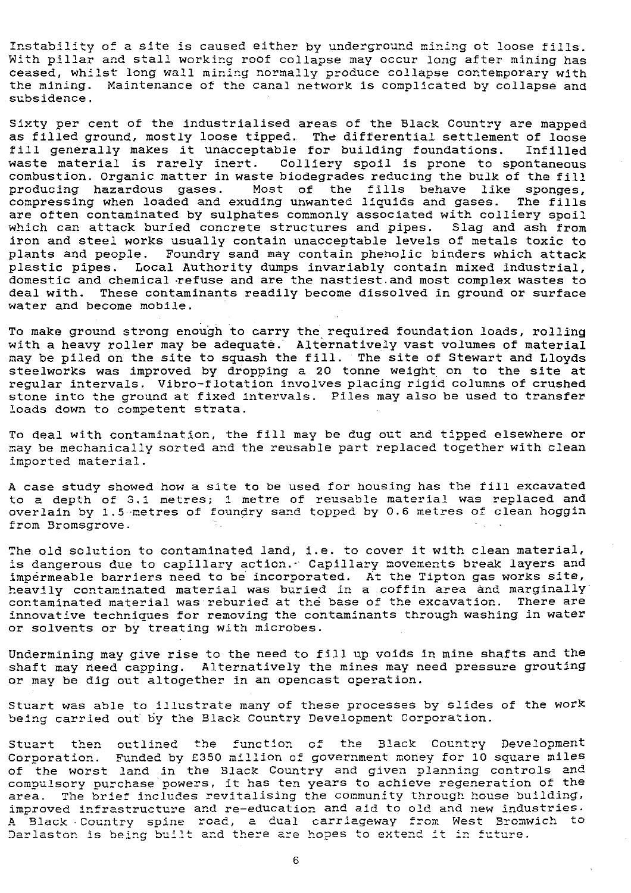Instability of a site is caused either by underground mining ot loose fills. With pillar and stall working roof collapse may occur long after mining has ceased, whilst long wall mining normally produce collapse contemporary with the mining. Maintenance of the canal network is complicated by collapse and subsidence.

Sixty per cent of the industrialised areas of the Black Country are mapped as filled ground, mostly loose tipped. The differential settlement of loose fill generally makes it unacceptable for building foundations. Infilled waste material is rarely inert. Colliery spoil is prone to spontaneous combustion. Organic matter in waste biodegrades reducing the bulk of the fill producing hazardous gases. Most of the fills behave like sponges, compressing when loaded and exuding unwanted liquids and gases. The fills are often contaminated by sulphates commonly associated with colliery spoil which can attack buried concrete structures and pipes. Slag and ash from iron and steel works usually contain unacceptable levels of metals toxic to plants and people. Foundry sand may contain phenolic binders which attack plastic pipes. Local Authority dumps invariably contain mixed industrial, domestic and chemical refuse and are the nastiest and most complex wastes to deal with. These contaminants readily become dissolved in ground or surface water and become mobile.

To make ground strong enough to carry the required foundation loads, rolling with a heavy roller may be adequate. Alternatively vast volumes of material may be piled on the site to squash the fill. The site of Stewart and Lloyds steelworks was improved by dropping a 20 tonne weight on to the site at regular intervals. Vibro-flotation involves placing rigid columns of crushed stone into the ground at fixed intervals. Piles may also be used to transfer loads down to competent strata.

To deal with contamination, the fill may be dug out and tipped elsewhere or may be mechanically sorted and the reusable part replaced together with clean imported material.

A case study showed how a site to be used for housing has the fill excavated to a depth of 3.1 metres; 1 metre of reusable material was replaced and overlain by 1.5 metres of foundry sand topped by 0.6 metres of clean hoggin from Bromsgrove.

The old solution to contaminated land, i.e. to cover it with clean material, is dangerous due to capillary action. Capillary movements break layers and impermeable barriers need to be incorporated. At the Tipton gas works site, heavily contaminated material was buried in a coffin area and marginally contaminated material was reburied at the base of the excavation. There are innovative techniques for removing the contaminants through washing in water or solvents or by treating with microbes.

Undermining may give rise to the need to fill up voids in mine shafts and the shaft may need capping. Alternatively the mines may need pressure grouting or may be dig out altogether in an opencast operation.

Stuart was able to illustrate many of these processes by slides of the work being carried out by the Black Country Development Corporation.

Stuart then outlined the function of the Black Country Development Corporation. Funded by £350 million of government money for 10 square miles of the worst land in the Black Country and given planning controls and compulsory purchase powers, it has ten years to achieve regeneration of the area. The brief includes revitalising the community through house building, improved infrastructure and re-education and aid to old and new industries. A Black Country spine road, a dual carriageway from West Bromwich to Darlaston is being built and there are hopes to extend it in future.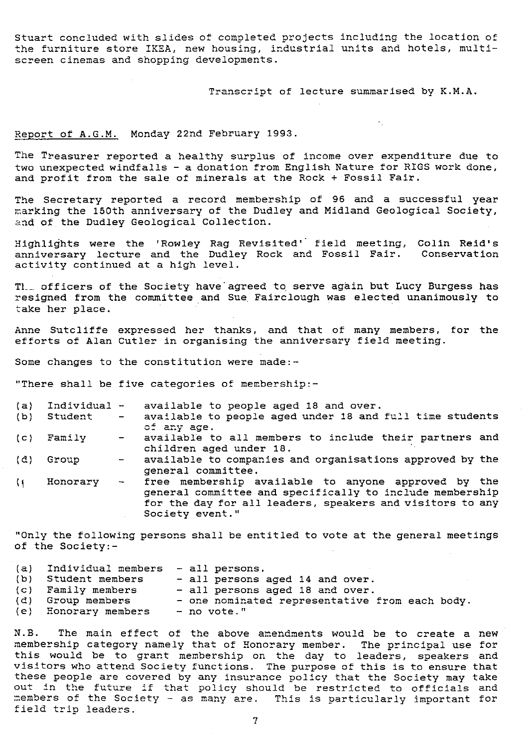Stuart concluded with slides of completed projects including the location of the furniture store IKEA, new housing, industrial units and hotels, multi-screen cinemas and shopping developments.

Transcript of lecture summarised by K.M.A.

Report of A.G.M. Monday 22nd February 1993.

The Treasurer reported a healthy surplus of income over expenditure due to two unexpected windfalls - a donation from English Nature for RIGS work done, and profit from the sale of minerals at the Rock + Fossil Fair.

The Secretary reported a record membership of 96 and a successful year marking the 150th anniversary of the Dudley and Midland Geological Society, and of the Dudley Geological Collection.

Highlights were the 'Rowley Rag Revisited' field meeting, Colin Reid's anniversary lecture and the Dudley Rock and Fossil Fair. Conservation activity continued at a high level.

The officers of the Society have agreed to serve again but Lucy Burgess has resigned from the committee and Sue Fairclough was elected unanimously to take her place.

Anne Sutcliffe expressed her thanks, and that of many members, for the efforts of Alan Cutler in organising the anniversary field meeting.

Some changes to the constitution were made:-

"There shall be five categories of membership:-

- (a) Individual - available to people aged 18 and over.
- (b) Student - available to people aged under 18 and full time students of any age.
- (c) Family - available to all members to include their partners and children aged under 18.
- (d) Group - available to companies and organisations approved by the general committee.
- (e) Honorary - free membership available to anyone approved by the general committee and specifically to include membership for the day for all leaders, speakers and visitors to any Society event."

"Only the following persons shall be entitled to vote at the general meetings of the Society:-

- (a) Individual members - all persons.
- (b) Student members - all persons aged 14 and over.
- (c) Family members - all persons aged 18 and over.
- (d) Group members - one nominated representative from each body.
- (e) Honorary members - no vote."

N.B. The main effect of the above amendments would be to create a new membership category namely that of Honorary member. The principal use for this would be to grant membership on the day to leaders, speakers and visitors who attend Society functions. The purpose of this is to ensure that these people are covered by any insurance policy that the Society may take out in the future if that policy should be restricted to officials and members of the Society - as many are. This is particularly important for field trip leaders.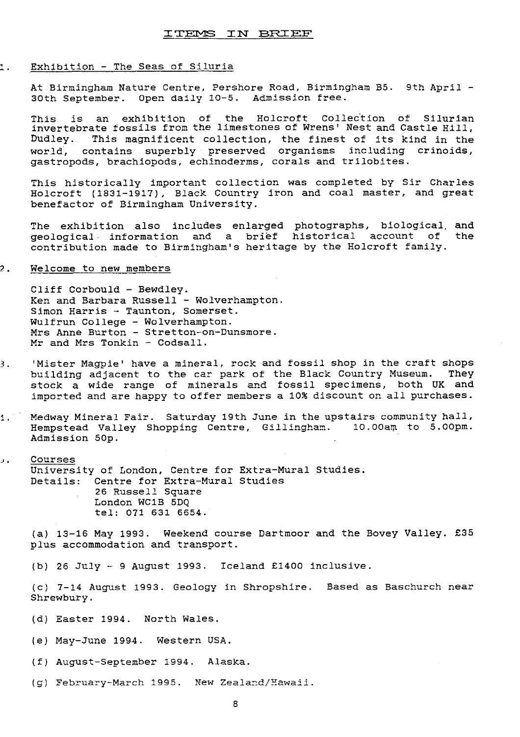## ITEMS IN BRIEF

1. Exhibition - The Seas of Siluria

   At Birmingham Nature Centre, Pershore Road, Birmingham B5. 9th April - 30th September. Open daily 10-5. Admission free.

   This is an exhibition of the Holcroft Collection of Silurian invertebrate fossils from the limestones of Wrens' Nest and Castle Hill, Dudley. This magnificent collection, the finest of its kind in the world, contains superbly preserved organisms including crinoids, gastropods, brachiopods, echinoderms, corals and trilobites.

   This historically important collection was completed by Sir Charles Holcroft (1831-1917), Black Country iron and coal master, and great benefactor of Birmingham University.

   The exhibition also includes enlarged photographs, biological and geological information and a brief historical account of the contribution made to Birmingham's heritage by the Holcroft family.

2. Welcome to new members

   Cliff Corbould - Bewdley.
   Ken and Barbara Russell - Wolverhampton.
   Simon Harris - Taunton, Somerset.
   Wulfrun College - Wolverhampton.
   Mrs Anne Burton - Stretton-on-Dunsmore.
   Mr and Mrs Tonkin - Codsall.

3. 'Mister Magpie' have a mineral, rock and fossil shop in the craft shops building adjacent to the car park of the Black Country Museum. They stock a wide range of minerals and fossil specimens, both UK and imported and are happy to offer members a 10% discount on all purchases.

4. Medway Mineral Fair. Saturday 19th June in the upstairs community hall, Hempstead Valley Shopping Centre, Gillingham. 10.00am to 5.00pm. Admission 50p.

5. Courses
   University of London, Centre for Extra-Mural Studies.
   Details: Centre for Extra-Mural Studies
   26 Russell Square
   London WC1B 5DQ
   tel: 071 631 6654.

   (a) 13-16 May 1993. Weekend course Dartmoor and the Bovey Valley. £35 plus accommodation and transport.

   (b) 26 July - 9 August 1993. Iceland £1400 inclusive.

   (c) 7-14 August 1993. Geology in Shropshire. Based as Baschurch near Shrewbury.

   (d) Easter 1994. North Wales.

   (e) May-June 1994. Western USA.

   (f) August-September 1994. Alaska.

   (g) February-March 1995. New Zealand/Hawaii.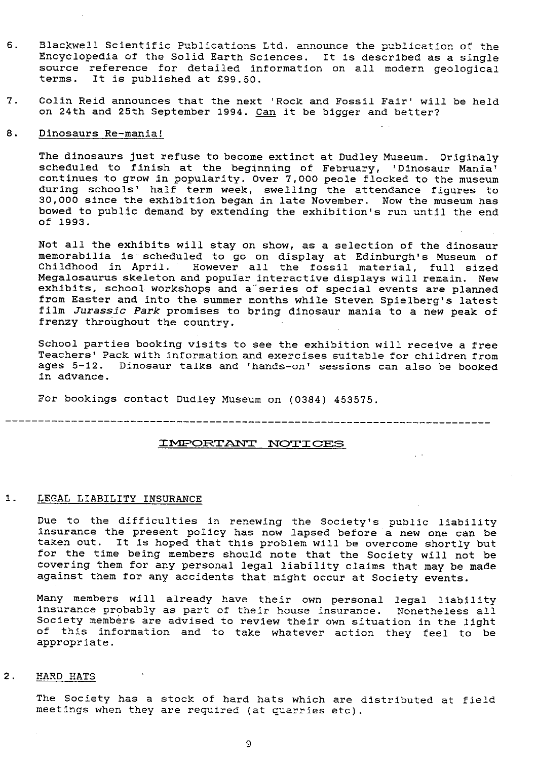6. Blackwell Scientific Publications Ltd. announce the publication of the Encyclopedia of the Solid Earth Sciences. It is described as a single source reference for detailed information on all modern geological terms. It is published at £99.50.

7. Colin Reid announces that the next 'Rock and Fossil Fair' will be held on 24th and 25th September 1994. Can it be bigger and better?

8. Dinosaurs Re-mania!

   The dinosaurs just refuse to become extinct at Dudley Museum. Originaly scheduled to finish at the beginning of February, 'Dinosaur Mania' continues to grow in popularity. Over 7,000 peole flocked to the museum during schools' half term week, swelling the attendance figures to 30,000 since the exhibition began in late November. Now the museum has bowed to public demand by extending the exhibition's run until the end of 1993.

   Not all the exhibits will stay on show, as a selection of the dinosaur memorabilia is scheduled to go on display at Edinburgh's Museum of Childhood in April. However all the fossil material, full sized Megalosaurus skeleton and popular interactive displays will remain. New exhibits, school workshops and a series of special events are planned from Easter and into the summer months while Steven Spielberg's latest film *Jurassic Park* promises to bring dinosaur mania to a new peak of frenzy throughout the country.

   School parties booking visits to see the exhibition will receive a free Teachers' Pack with information and exercises suitable for children from ages 5-12. Dinosaur talks and 'hands-on' sessions can also be booked in advance.

   For bookings contact Dudley Museum on (0384) 453575.

---

## IMPORTANT NOTICES

1. LEGAL LIABILITY INSURANCE

   Due to the difficulties in renewing the Society's public liability insurance the present policy has now lapsed before a new one can be taken out. It is hoped that this problem will be overcome shortly but for the time being members should note that the Society will not be covering them for any personal legal liability claims that may be made against them for any accidents that might occur at Society events.

   Many members will already have their own personal legal liability insurance probably as part of their house insurance. Nonetheless all Society members are advised to review their own situation in the light of this information and to take whatever action they feel to be appropriate.

2. HARD HATS

   The Society has a stock of hard hats which are distributed at field meetings when they are required (at quarries etc).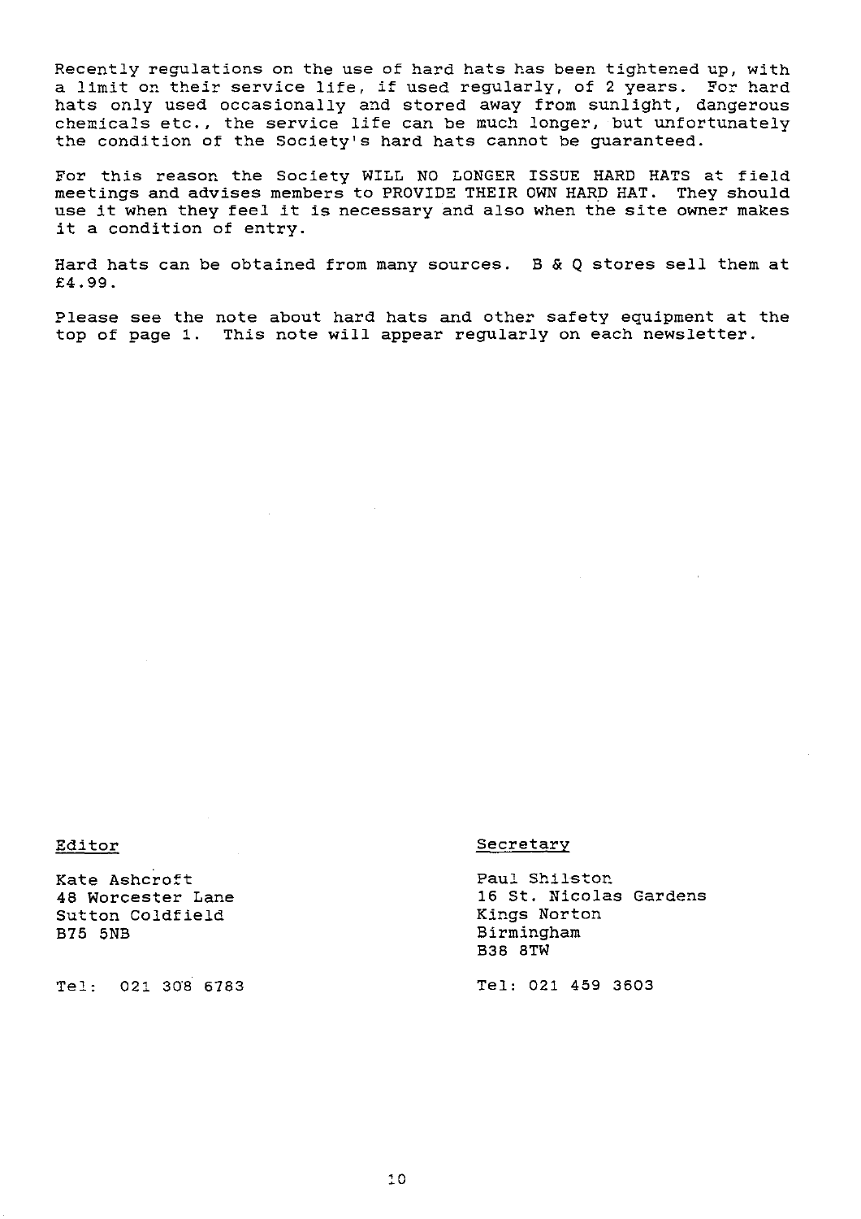Recently regulations on the use of hard hats has been tightened up, with a limit on their service life, if used regularly, of 2 years. For hard hats only used occasionally and stored away from sunlight, dangerous chemicals etc., the service life can be much longer, but unfortunately the condition of the Society's hard hats cannot be guaranteed.

For this reason the Society WILL NO LONGER ISSUE HARD HATS at field meetings and advises members to PROVIDE THEIR OWN HARD HAT. They should use it when they feel it is necessary and also when the site owner makes it a condition of entry.

Hard hats can be obtained from many sources. B & Q stores sell them at £4.99.

Please see the note about hard hats and other safety equipment at the top of page 1. This note will appear regularly on each newsletter.

<u>Editor</u>

Kate Ashcroft
48 Worcester Lane
Sutton Coldfield
B75 5NB

Tel: 021 308 6783

<u>Secretary</u>

Paul Shilston
16 St. Nicolas Gardens
Kings Norton
Birmingham
B38 8TW

Tel: 021 459 3603